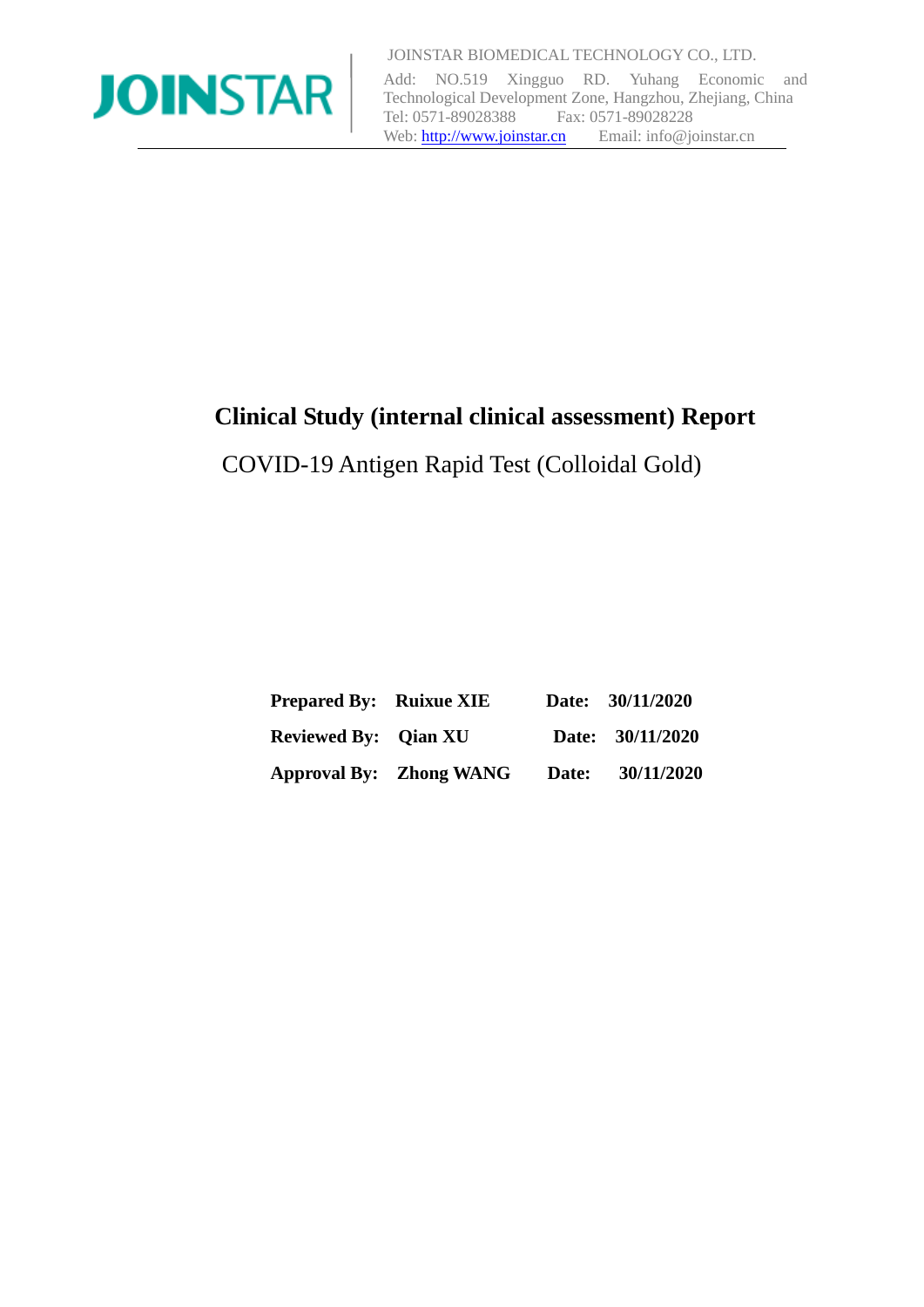JOINSTAR

JOINSTAR BIOMEDICAL TECHNOLOGY CO., LTD.
Add: NO.519 Xingguo RD. Yuhang Economic and Technological Development Zone, Hangzhou, Zhejiang, China
Tel: 0571-89028388 Fax: 0571-89028228
Web: http://www.joinstar.cn Email: info@joinstar.cn

# Clinical Study (internal clinical assessment) Report

## COVID-19 Antigen Rapid Test (Colloidal Gold)

| | | | |
|---|---|---|---|
| **Prepared By:** | **Ruixue XIE** | **Date:** | **30/11/2020** |
| **Reviewed By:** | **Qian XU** | **Date:** | **30/11/2020** |
| **Approval By:** | **Zhong WANG** | **Date:** | **30/11/2020** |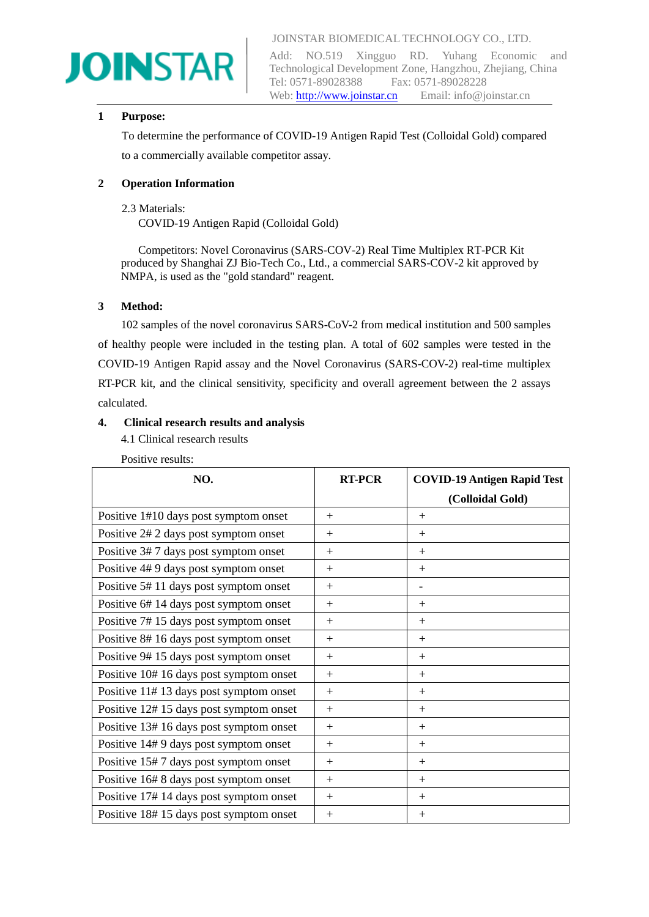JOINSTAR BIOMEDICAL TECHNOLOGY CO., LTD.
Add: NO.519 Xingguo RD. Yuhang Economic and Technological Development Zone, Hangzhou, Zhejiang, China
Tel: 0571-89028388 Fax: 0571-89028228
Web: http://www.joinstar.cn Email: info@joinstar.cn

## 1 Purpose:

To determine the performance of COVID-19 Antigen Rapid Test (Colloidal Gold) compared to a commercially available competitor assay.

## 2 Operation Information

2.3 Materials:

COVID-19 Antigen Rapid (Colloidal Gold)

Competitors: Novel Coronavirus (SARS-COV-2) Real Time Multiplex RT-PCR Kit produced by Shanghai ZJ Bio-Tech Co., Ltd., a commercial SARS-COV-2 kit approved by NMPA, is used as the "gold standard" reagent.

## 3 Method:

102 samples of the novel coronavirus SARS-CoV-2 from medical institution and 500 samples of healthy people were included in the testing plan. A total of 602 samples were tested in the COVID-19 Antigen Rapid assay and the Novel Coronavirus (SARS-COV-2) real-time multiplex RT-PCR kit, and the clinical sensitivity, specificity and overall agreement between the 2 assays calculated.

## 4. Clinical research results and analysis

4.1 Clinical research results

Positive results:

| NO. | RT-PCR | COVID-19 Antigen Rapid Test (Colloidal Gold) |
|---|---|---|
| Positive 1#10 days post symptom onset | + | + |
| Positive 2# 2 days post symptom onset | + | + |
| Positive 3# 7 days post symptom onset | + | + |
| Positive 4# 9 days post symptom onset | + | + |
| Positive 5# 11 days post symptom onset | + | - |
| Positive 6# 14 days post symptom onset | + | + |
| Positive 7# 15 days post symptom onset | + | + |
| Positive 8# 16 days post symptom onset | + | + |
| Positive 9# 15 days post symptom onset | + | + |
| Positive 10# 16 days post symptom onset | + | + |
| Positive 11# 13 days post symptom onset | + | + |
| Positive 12# 15 days post symptom onset | + | + |
| Positive 13# 16 days post symptom onset | + | + |
| Positive 14# 9 days post symptom onset | + | + |
| Positive 15# 7 days post symptom onset | + | + |
| Positive 16# 8 days post symptom onset | + | + |
| Positive 17# 14 days post symptom onset | + | + |
| Positive 18# 15 days post symptom onset | + | + |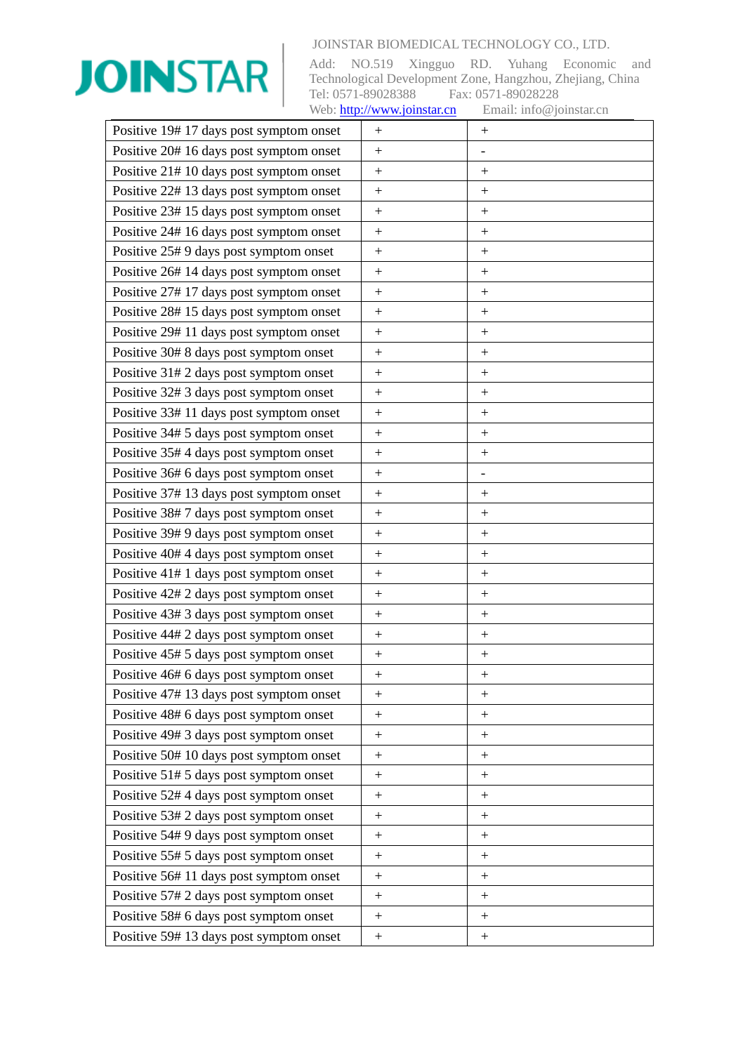| | | |
|---|---|---|
| Positive 19# 17 days post symptom onset | + | + |
| Positive 20# 16 days post symptom onset | + | - |
| Positive 21# 10 days post symptom onset | + | + |
| Positive 22# 13 days post symptom onset | + | + |
| Positive 23# 15 days post symptom onset | + | + |
| Positive 24# 16 days post symptom onset | + | + |
| Positive 25# 9 days post symptom onset | + | + |
| Positive 26# 14 days post symptom onset | + | + |
| Positive 27# 17 days post symptom onset | + | + |
| Positive 28# 15 days post symptom onset | + | + |
| Positive 29# 11 days post symptom onset | + | + |
| Positive 30# 8 days post symptom onset | + | + |
| Positive 31# 2 days post symptom onset | + | + |
| Positive 32# 3 days post symptom onset | + | + |
| Positive 33# 11 days post symptom onset | + | + |
| Positive 34# 5 days post symptom onset | + | + |
| Positive 35# 4 days post symptom onset | + | + |
| Positive 36# 6 days post symptom onset | + | - |
| Positive 37# 13 days post symptom onset | + | + |
| Positive 38# 7 days post symptom onset | + | + |
| Positive 39# 9 days post symptom onset | + | + |
| Positive 40# 4 days post symptom onset | + | + |
| Positive 41# 1 days post symptom onset | + | + |
| Positive 42# 2 days post symptom onset | + | + |
| Positive 43# 3 days post symptom onset | + | + |
| Positive 44# 2 days post symptom onset | + | + |
| Positive 45# 5 days post symptom onset | + | + |
| Positive 46# 6 days post symptom onset | + | + |
| Positive 47# 13 days post symptom onset | + | + |
| Positive 48# 6 days post symptom onset | + | + |
| Positive 49# 3 days post symptom onset | + | + |
| Positive 50# 10 days post symptom onset | + | + |
| Positive 51# 5 days post symptom onset | + | + |
| Positive 52# 4 days post symptom onset | + | + |
| Positive 53# 2 days post symptom onset | + | + |
| Positive 54# 9 days post symptom onset | + | + |
| Positive 55# 5 days post symptom onset | + | + |
| Positive 56# 11 days post symptom onset | + | + |
| Positive 57# 2 days post symptom onset | + | + |
| Positive 58# 6 days post symptom onset | + | + |
| Positive 59# 13 days post symptom onset | + | + |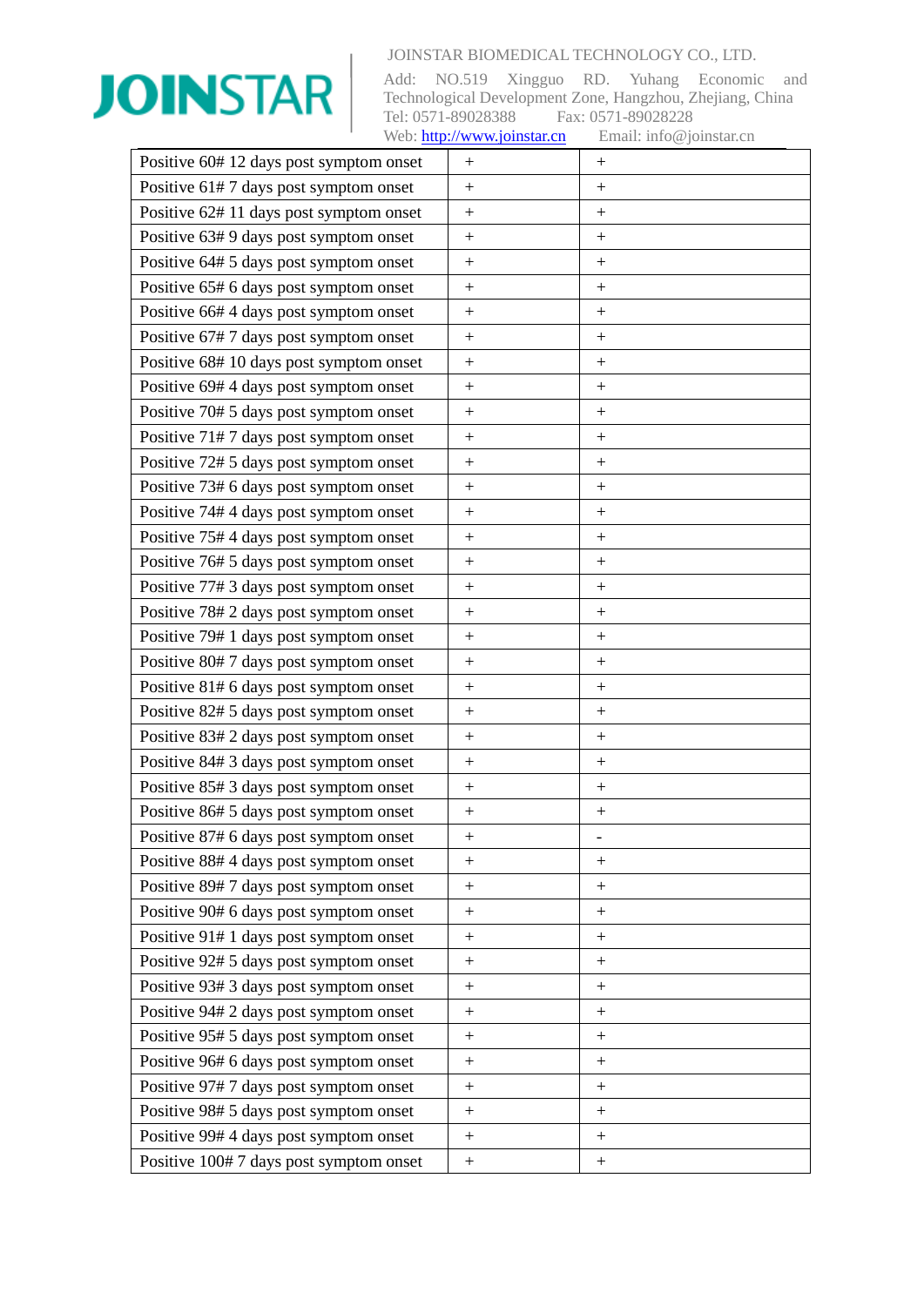| Positive 60# 12 days post symptom onset | + | + |
|---|---|---|
| Positive 61# 7 days post symptom onset | + | + |
| Positive 62# 11 days post symptom onset | + | + |
| Positive 63# 9 days post symptom onset | + | + |
| Positive 64# 5 days post symptom onset | + | + |
| Positive 65# 6 days post symptom onset | + | + |
| Positive 66# 4 days post symptom onset | + | + |
| Positive 67# 7 days post symptom onset | + | + |
| Positive 68# 10 days post symptom onset | + | + |
| Positive 69# 4 days post symptom onset | + | + |
| Positive 70# 5 days post symptom onset | + | + |
| Positive 71# 7 days post symptom onset | + | + |
| Positive 72# 5 days post symptom onset | + | + |
| Positive 73# 6 days post symptom onset | + | + |
| Positive 74# 4 days post symptom onset | + | + |
| Positive 75# 4 days post symptom onset | + | + |
| Positive 76# 5 days post symptom onset | + | + |
| Positive 77# 3 days post symptom onset | + | + |
| Positive 78# 2 days post symptom onset | + | + |
| Positive 79# 1 days post symptom onset | + | + |
| Positive 80# 7 days post symptom onset | + | + |
| Positive 81# 6 days post symptom onset | + | + |
| Positive 82# 5 days post symptom onset | + | + |
| Positive 83# 2 days post symptom onset | + | + |
| Positive 84# 3 days post symptom onset | + | + |
| Positive 85# 3 days post symptom onset | + | + |
| Positive 86# 5 days post symptom onset | + | + |
| Positive 87# 6 days post symptom onset | + | - |
| Positive 88# 4 days post symptom onset | + | + |
| Positive 89# 7 days post symptom onset | + | + |
| Positive 90# 6 days post symptom onset | + | + |
| Positive 91# 1 days post symptom onset | + | + |
| Positive 92# 5 days post symptom onset | + | + |
| Positive 93# 3 days post symptom onset | + | + |
| Positive 94# 2 days post symptom onset | + | + |
| Positive 95# 5 days post symptom onset | + | + |
| Positive 96# 6 days post symptom onset | + | + |
| Positive 97# 7 days post symptom onset | + | + |
| Positive 98# 5 days post symptom onset | + | + |
| Positive 99# 4 days post symptom onset | + | + |
| Positive 100# 7 days post symptom onset | + | + |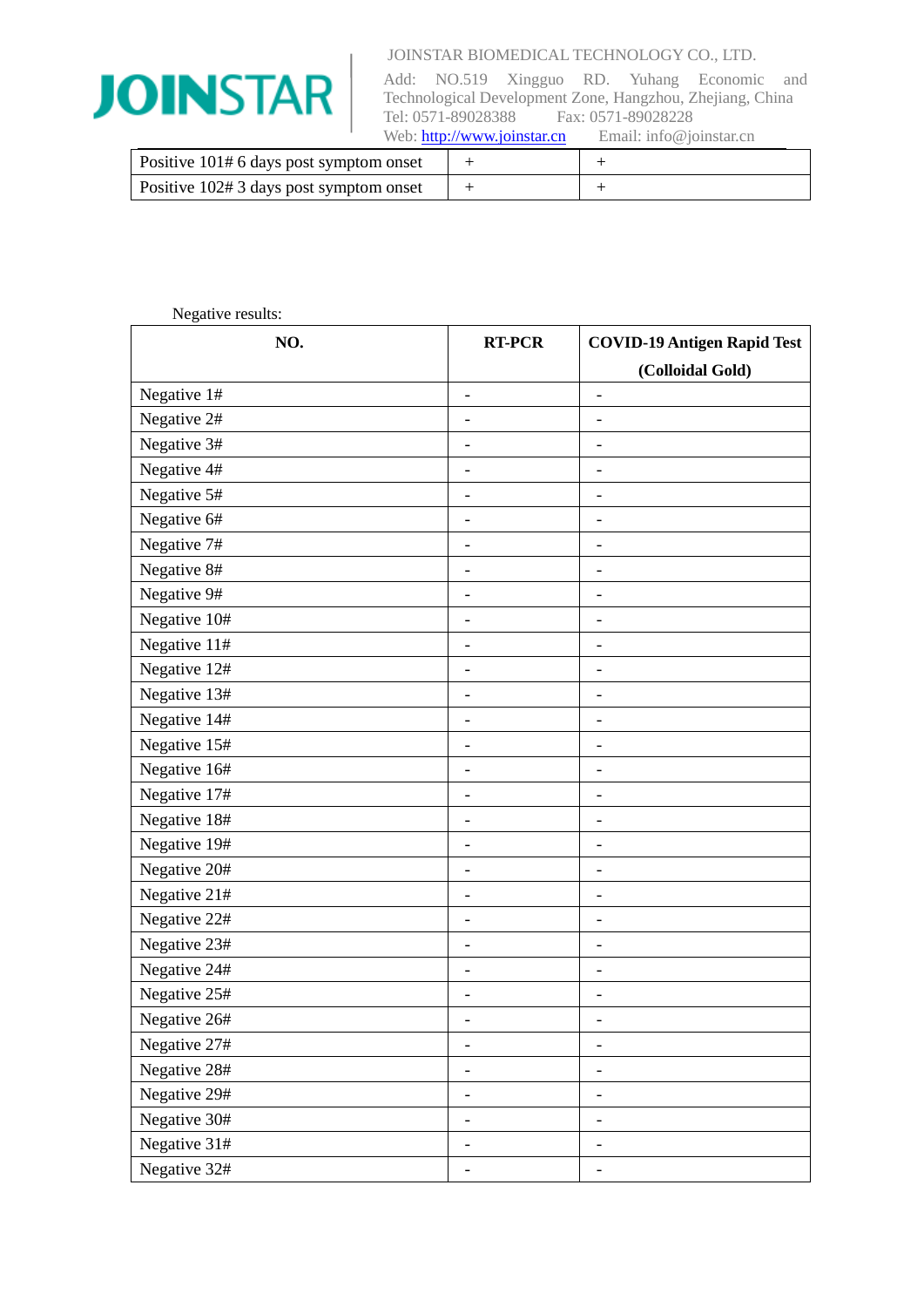| Positive 101# 6 days post symptom onset | + | + |
|---|---|---|
| Positive 102# 3 days post symptom onset | + | + |

Negative results:

| NO. | RT-PCR | COVID-19 Antigen Rapid Test (Colloidal Gold) |
|---|---|---|
| Negative 1# | - | - |
| Negative 2# | - | - |
| Negative 3# | - | - |
| Negative 4# | - | - |
| Negative 5# | - | - |
| Negative 6# | - | - |
| Negative 7# | - | - |
| Negative 8# | - | - |
| Negative 9# | - | - |
| Negative 10# | - | - |
| Negative 11# | - | - |
| Negative 12# | - | - |
| Negative 13# | - | - |
| Negative 14# | - | - |
| Negative 15# | - | - |
| Negative 16# | - | - |
| Negative 17# | - | - |
| Negative 18# | - | - |
| Negative 19# | - | - |
| Negative 20# | - | - |
| Negative 21# | - | - |
| Negative 22# | - | - |
| Negative 23# | - | - |
| Negative 24# | - | - |
| Negative 25# | - | - |
| Negative 26# | - | - |
| Negative 27# | - | - |
| Negative 28# | - | - |
| Negative 29# | - | - |
| Negative 30# | - | - |
| Negative 31# | - | - |
| Negative 32# | - | - |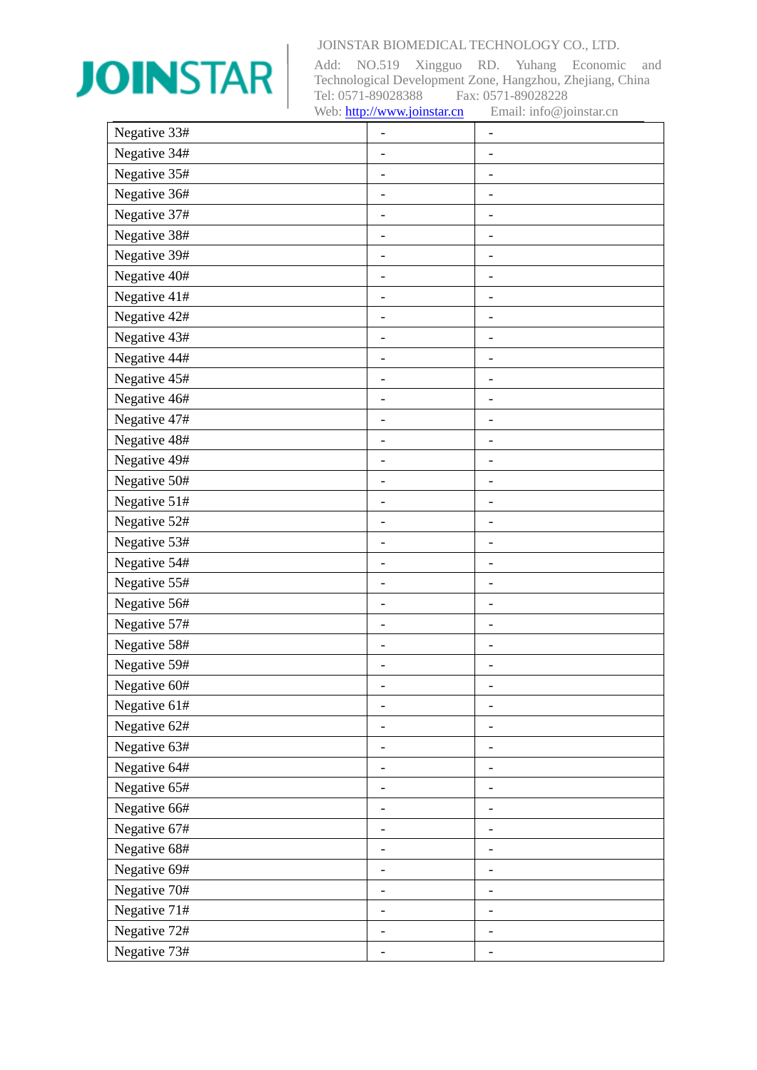| Negative 33# | - | - |
|---|---|---|
| Negative 34# | - | - |
| Negative 35# | - | - |
| Negative 36# | - | - |
| Negative 37# | - | - |
| Negative 38# | - | - |
| Negative 39# | - | - |
| Negative 40# | - | - |
| Negative 41# | - | - |
| Negative 42# | - | - |
| Negative 43# | - | - |
| Negative 44# | - | - |
| Negative 45# | - | - |
| Negative 46# | - | - |
| Negative 47# | - | - |
| Negative 48# | - | - |
| Negative 49# | - | - |
| Negative 50# | - | - |
| Negative 51# | - | - |
| Negative 52# | - | - |
| Negative 53# | - | - |
| Negative 54# | - | - |
| Negative 55# | - | - |
| Negative 56# | - | - |
| Negative 57# | - | - |
| Negative 58# | - | - |
| Negative 59# | - | - |
| Negative 60# | - | - |
| Negative 61# | - | - |
| Negative 62# | - | - |
| Negative 63# | - | - |
| Negative 64# | - | - |
| Negative 65# | - | - |
| Negative 66# | - | - |
| Negative 67# | - | - |
| Negative 68# | - | - |
| Negative 69# | - | - |
| Negative 70# | - | - |
| Negative 71# | - | - |
| Negative 72# | - | - |
| Negative 73# | - | - |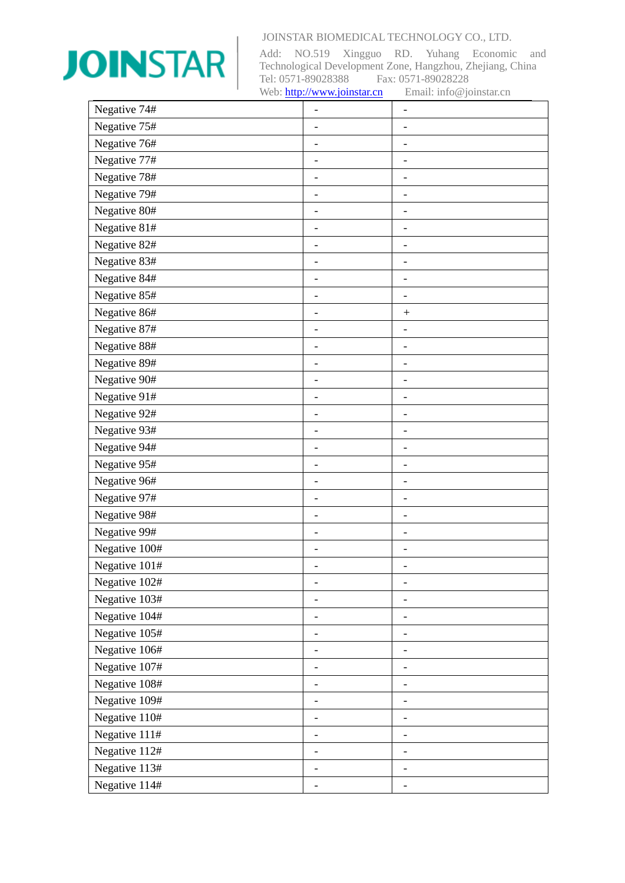| Negative 74# | - | - |
|---|---|---|
| Negative 75# | - | - |
| Negative 76# | - | - |
| Negative 77# | - | - |
| Negative 78# | - | - |
| Negative 79# | - | - |
| Negative 80# | - | - |
| Negative 81# | - | - |
| Negative 82# | - | - |
| Negative 83# | - | - |
| Negative 84# | - | - |
| Negative 85# | - | - |
| Negative 86# | - | + |
| Negative 87# | - | - |
| Negative 88# | - | - |
| Negative 89# | - | - |
| Negative 90# | - | - |
| Negative 91# | - | - |
| Negative 92# | - | - |
| Negative 93# | - | - |
| Negative 94# | - | - |
| Negative 95# | - | - |
| Negative 96# | - | - |
| Negative 97# | - | - |
| Negative 98# | - | - |
| Negative 99# | - | - |
| Negative 100# | - | - |
| Negative 101# | - | - |
| Negative 102# | - | - |
| Negative 103# | - | - |
| Negative 104# | - | - |
| Negative 105# | - | - |
| Negative 106# | - | - |
| Negative 107# | - | - |
| Negative 108# | - | - |
| Negative 109# | - | - |
| Negative 110# | - | - |
| Negative 111# | - | - |
| Negative 112# | - | - |
| Negative 113# | - | - |
| Negative 114# | - | - |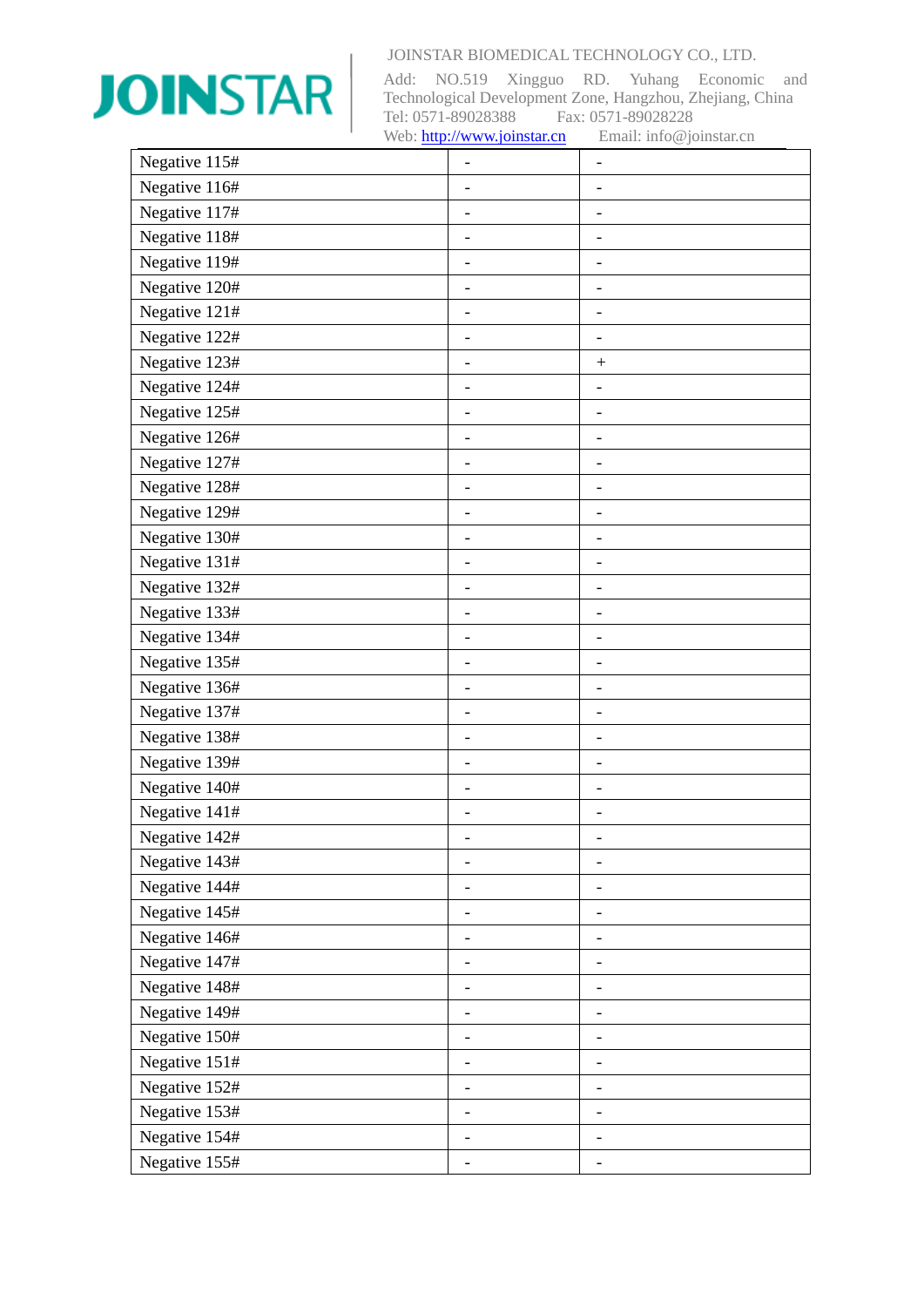| Negative 115# | - | - |
|---|---|---|
| Negative 116# | - | - |
| Negative 117# | - | - |
| Negative 118# | - | - |
| Negative 119# | - | - |
| Negative 120# | - | - |
| Negative 121# | - | - |
| Negative 122# | - | - |
| Negative 123# | - | + |
| Negative 124# | - | - |
| Negative 125# | - | - |
| Negative 126# | - | - |
| Negative 127# | - | - |
| Negative 128# | - | - |
| Negative 129# | - | - |
| Negative 130# | - | - |
| Negative 131# | - | - |
| Negative 132# | - | - |
| Negative 133# | - | - |
| Negative 134# | - | - |
| Negative 135# | - | - |
| Negative 136# | - | - |
| Negative 137# | - | - |
| Negative 138# | - | - |
| Negative 139# | - | - |
| Negative 140# | - | - |
| Negative 141# | - | - |
| Negative 142# | - | - |
| Negative 143# | - | - |
| Negative 144# | - | - |
| Negative 145# | - | - |
| Negative 146# | - | - |
| Negative 147# | - | - |
| Negative 148# | - | - |
| Negative 149# | - | - |
| Negative 150# | - | - |
| Negative 151# | - | - |
| Negative 152# | - | - |
| Negative 153# | - | - |
| Negative 154# | - | - |
| Negative 155# | - | - |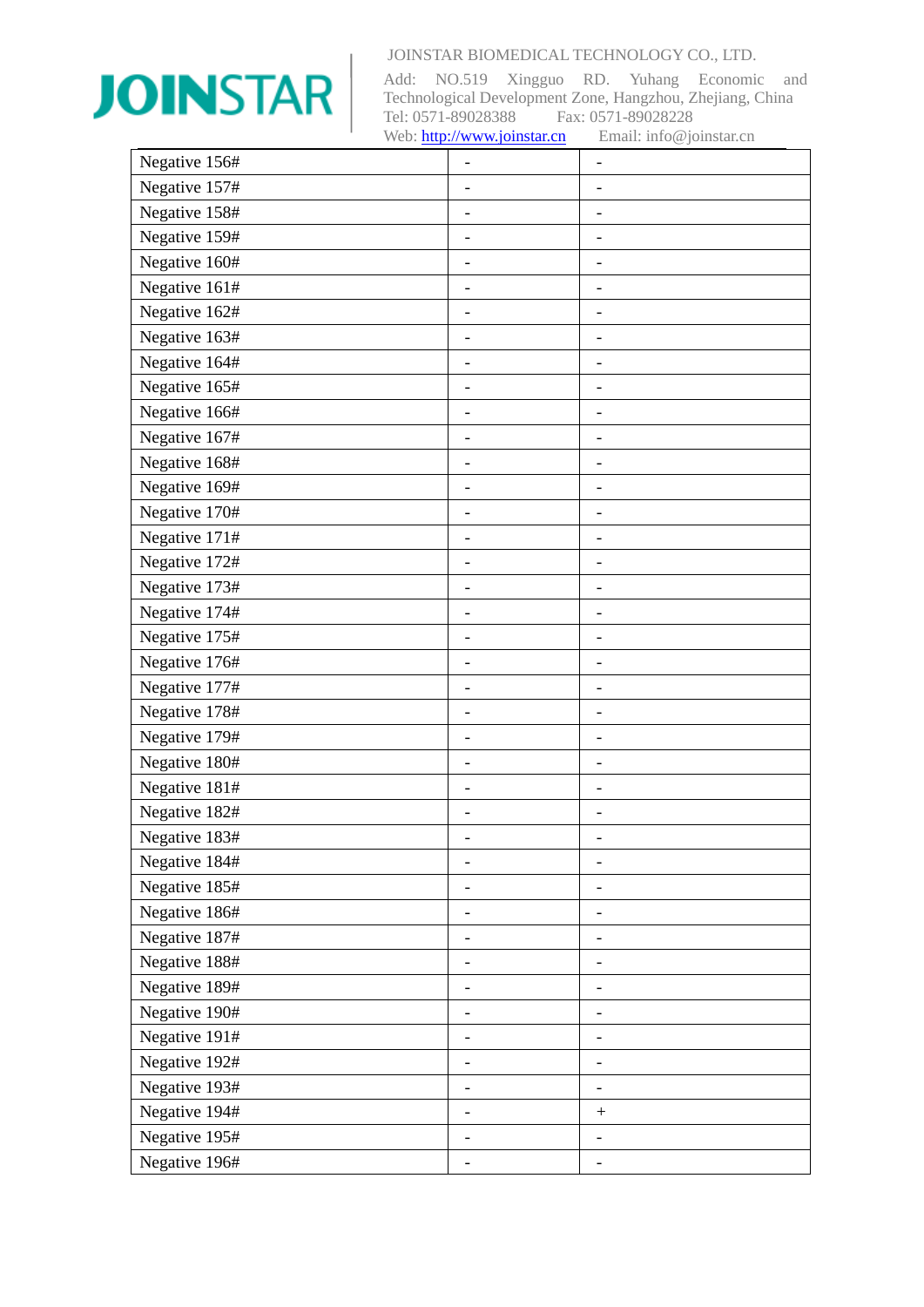| Negative 156# | - | - |
|---|---|---|
| Negative 157# | - | - |
| Negative 158# | - | - |
| Negative 159# | - | - |
| Negative 160# | - | - |
| Negative 161# | - | - |
| Negative 162# | - | - |
| Negative 163# | - | - |
| Negative 164# | - | - |
| Negative 165# | - | - |
| Negative 166# | - | - |
| Negative 167# | - | - |
| Negative 168# | - | - |
| Negative 169# | - | - |
| Negative 170# | - | - |
| Negative 171# | - | - |
| Negative 172# | - | - |
| Negative 173# | - | - |
| Negative 174# | - | - |
| Negative 175# | - | - |
| Negative 176# | - | - |
| Negative 177# | - | - |
| Negative 178# | - | - |
| Negative 179# | - | - |
| Negative 180# | - | - |
| Negative 181# | - | - |
| Negative 182# | - | - |
| Negative 183# | - | - |
| Negative 184# | - | - |
| Negative 185# | - | - |
| Negative 186# | - | - |
| Negative 187# | - | - |
| Negative 188# | - | - |
| Negative 189# | - | - |
| Negative 190# | - | - |
| Negative 191# | - | - |
| Negative 192# | - | - |
| Negative 193# | - | - |
| Negative 194# | - | + |
| Negative 195# | - | - |
| Negative 196# | - | - |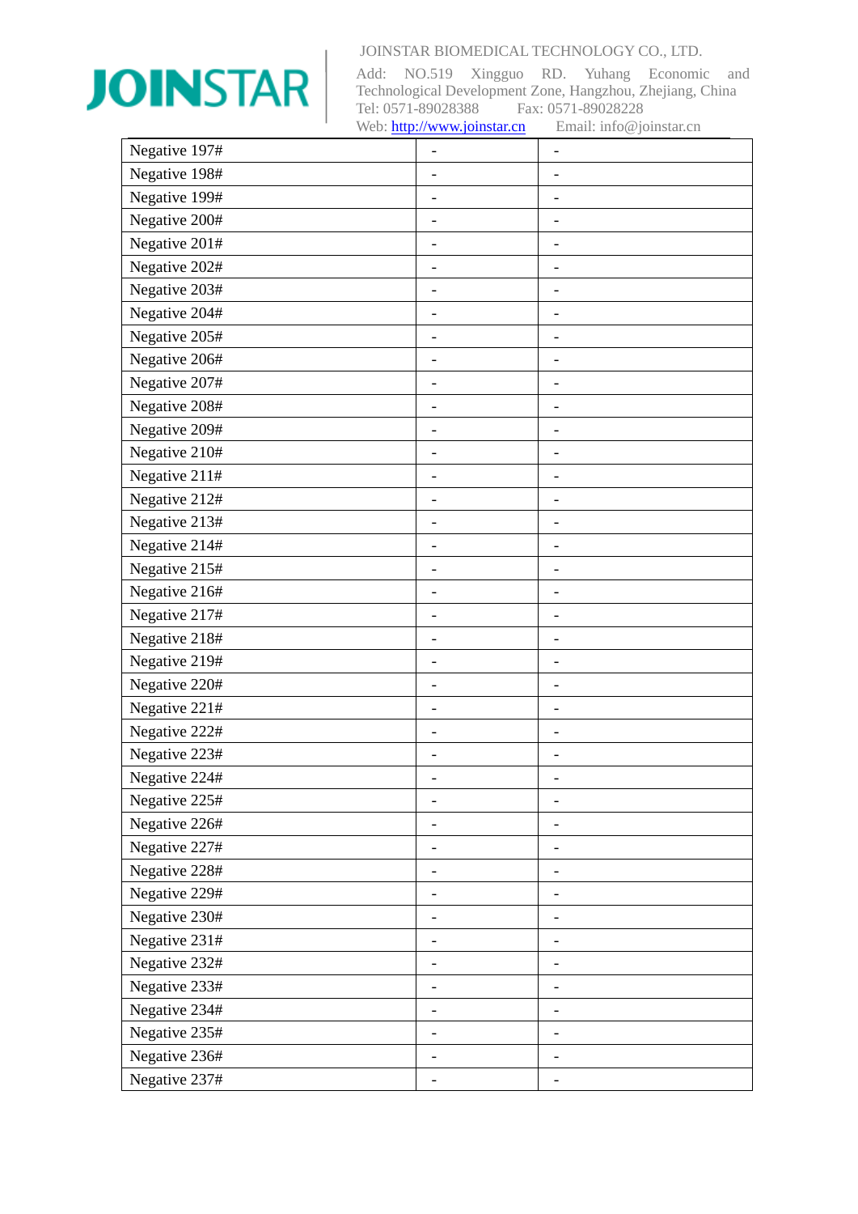| Negative 197# | - | - |
|---|---|---|
| Negative 198# | - | - |
| Negative 199# | - | - |
| Negative 200# | - | - |
| Negative 201# | - | - |
| Negative 202# | - | - |
| Negative 203# | - | - |
| Negative 204# | - | - |
| Negative 205# | - | - |
| Negative 206# | - | - |
| Negative 207# | - | - |
| Negative 208# | - | - |
| Negative 209# | - | - |
| Negative 210# | - | - |
| Negative 211# | - | - |
| Negative 212# | - | - |
| Negative 213# | - | - |
| Negative 214# | - | - |
| Negative 215# | - | - |
| Negative 216# | - | - |
| Negative 217# | - | - |
| Negative 218# | - | - |
| Negative 219# | - | - |
| Negative 220# | - | - |
| Negative 221# | - | - |
| Negative 222# | - | - |
| Negative 223# | - | - |
| Negative 224# | - | - |
| Negative 225# | - | - |
| Negative 226# | - | - |
| Negative 227# | - | - |
| Negative 228# | - | - |
| Negative 229# | - | - |
| Negative 230# | - | - |
| Negative 231# | - | - |
| Negative 232# | - | - |
| Negative 233# | - | - |
| Negative 234# | - | - |
| Negative 235# | - | - |
| Negative 236# | - | - |
| Negative 237# | - | - |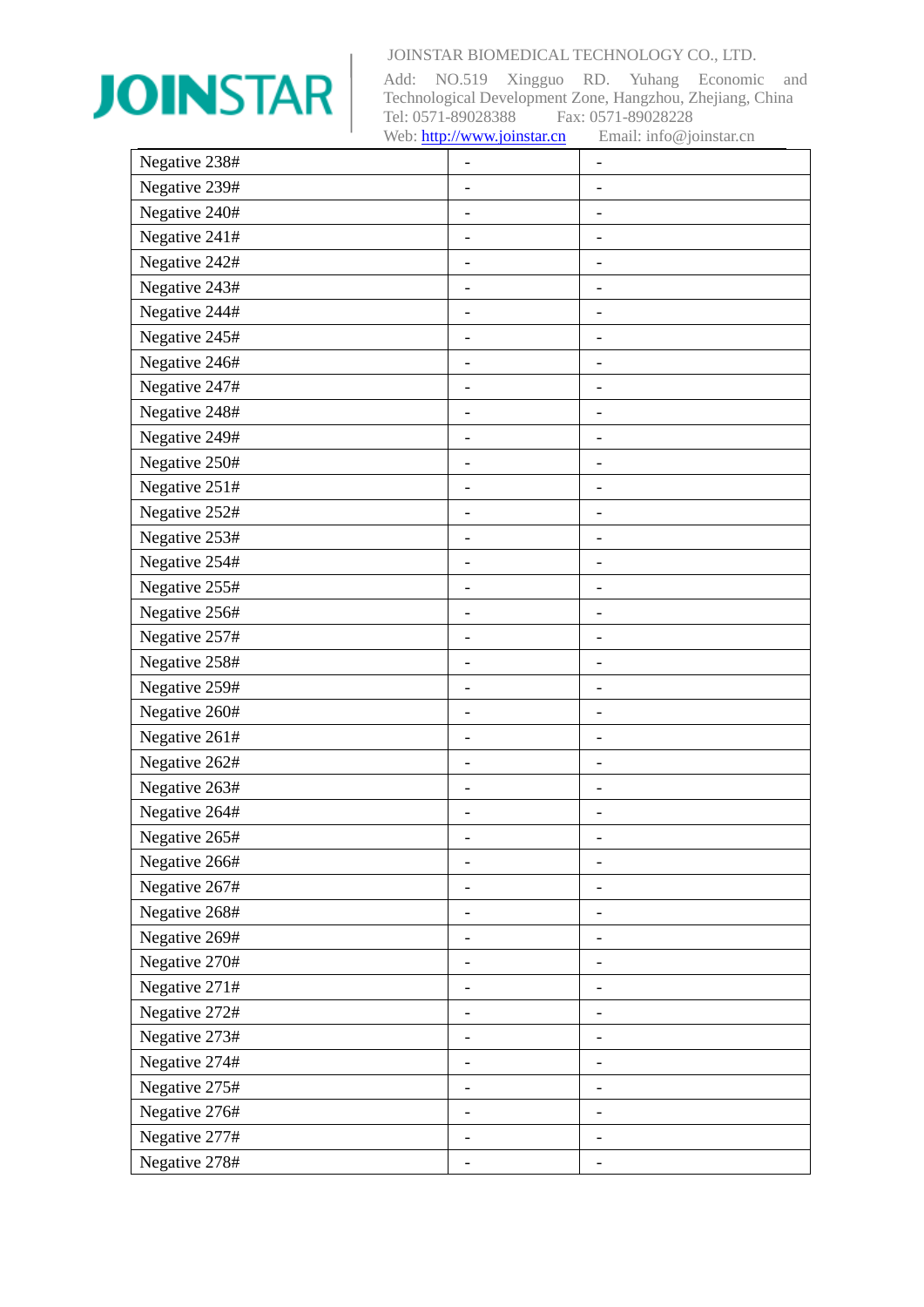| | | |
|---|---|---|
| Negative 238# | - | - |
| Negative 239# | - | - |
| Negative 240# | - | - |
| Negative 241# | - | - |
| Negative 242# | - | - |
| Negative 243# | - | - |
| Negative 244# | - | - |
| Negative 245# | - | - |
| Negative 246# | - | - |
| Negative 247# | - | - |
| Negative 248# | - | - |
| Negative 249# | - | - |
| Negative 250# | - | - |
| Negative 251# | - | - |
| Negative 252# | - | - |
| Negative 253# | - | - |
| Negative 254# | - | - |
| Negative 255# | - | - |
| Negative 256# | - | - |
| Negative 257# | - | - |
| Negative 258# | - | - |
| Negative 259# | - | - |
| Negative 260# | - | - |
| Negative 261# | - | - |
| Negative 262# | - | - |
| Negative 263# | - | - |
| Negative 264# | - | - |
| Negative 265# | - | - |
| Negative 266# | - | - |
| Negative 267# | - | - |
| Negative 268# | - | - |
| Negative 269# | - | - |
| Negative 270# | - | - |
| Negative 271# | - | - |
| Negative 272# | - | - |
| Negative 273# | - | - |
| Negative 274# | - | - |
| Negative 275# | - | - |
| Negative 276# | - | - |
| Negative 277# | - | - |
| Negative 278# | - | - |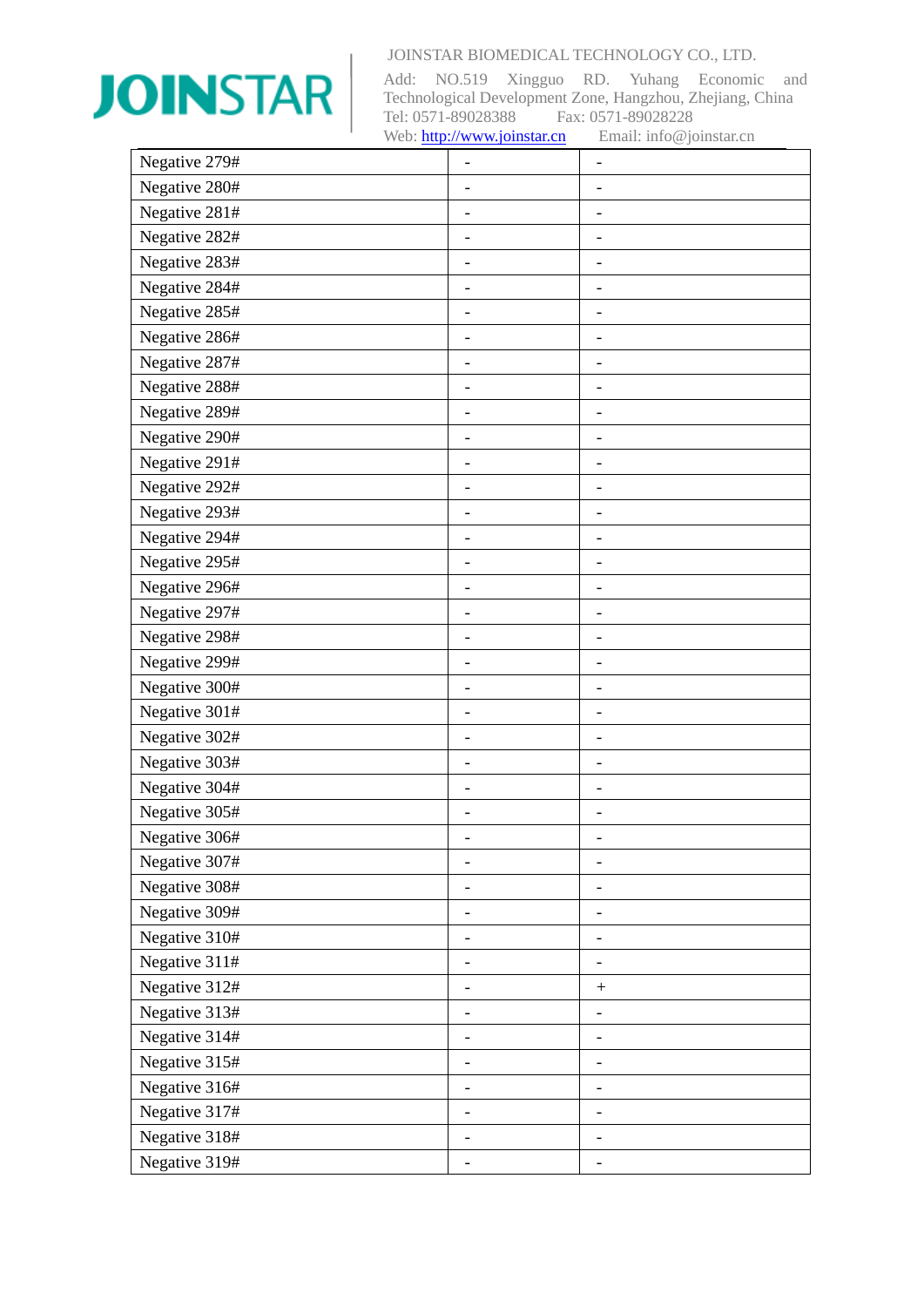| Negative 279# | - | - |
|---|---|---|
| Negative 280# | - | - |
| Negative 281# | - | - |
| Negative 282# | - | - |
| Negative 283# | - | - |
| Negative 284# | - | - |
| Negative 285# | - | - |
| Negative 286# | - | - |
| Negative 287# | - | - |
| Negative 288# | - | - |
| Negative 289# | - | - |
| Negative 290# | - | - |
| Negative 291# | - | - |
| Negative 292# | - | - |
| Negative 293# | - | - |
| Negative 294# | - | - |
| Negative 295# | - | - |
| Negative 296# | - | - |
| Negative 297# | - | - |
| Negative 298# | - | - |
| Negative 299# | - | - |
| Negative 300# | - | - |
| Negative 301# | - | - |
| Negative 302# | - | - |
| Negative 303# | - | - |
| Negative 304# | - | - |
| Negative 305# | - | - |
| Negative 306# | - | - |
| Negative 307# | - | - |
| Negative 308# | - | - |
| Negative 309# | - | - |
| Negative 310# | - | - |
| Negative 311# | - | - |
| Negative 312# | - | + |
| Negative 313# | - | - |
| Negative 314# | - | - |
| Negative 315# | - | - |
| Negative 316# | - | - |
| Negative 317# | - | - |
| Negative 318# | - | - |
| Negative 319# | - | - |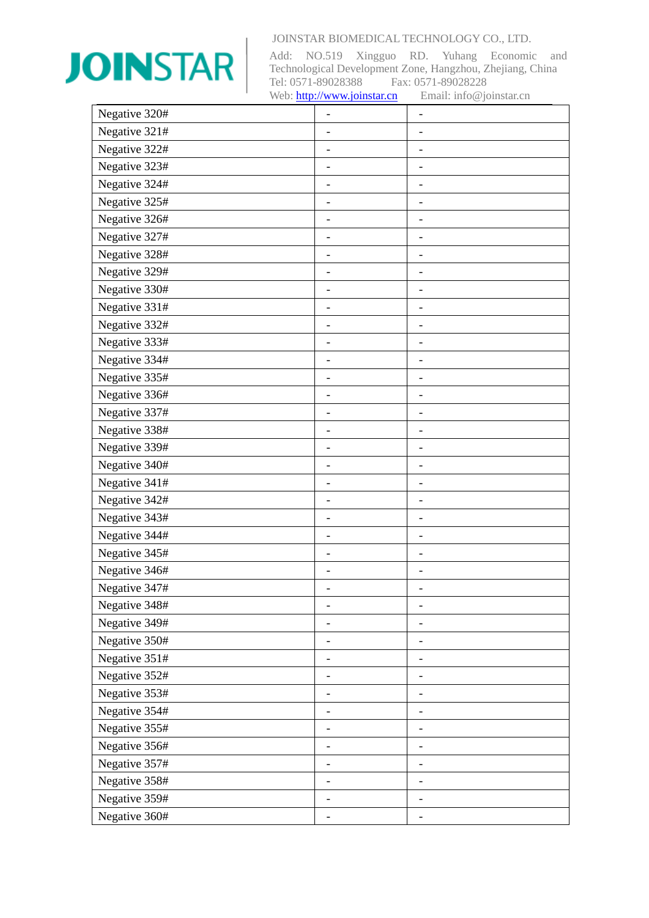| Negative 320# | - | - |
|---|---|---|
| Negative 321# | - | - |
| Negative 322# | - | - |
| Negative 323# | - | - |
| Negative 324# | - | - |
| Negative 325# | - | - |
| Negative 326# | - | - |
| Negative 327# | - | - |
| Negative 328# | - | - |
| Negative 329# | - | - |
| Negative 330# | - | - |
| Negative 331# | - | - |
| Negative 332# | - | - |
| Negative 333# | - | - |
| Negative 334# | - | - |
| Negative 335# | - | - |
| Negative 336# | - | - |
| Negative 337# | - | - |
| Negative 338# | - | - |
| Negative 339# | - | - |
| Negative 340# | - | - |
| Negative 341# | - | - |
| Negative 342# | - | - |
| Negative 343# | - | - |
| Negative 344# | - | - |
| Negative 345# | - | - |
| Negative 346# | - | - |
| Negative 347# | - | - |
| Negative 348# | - | - |
| Negative 349# | - | - |
| Negative 350# | - | - |
| Negative 351# | - | - |
| Negative 352# | - | - |
| Negative 353# | - | - |
| Negative 354# | - | - |
| Negative 355# | - | - |
| Negative 356# | - | - |
| Negative 357# | - | - |
| Negative 358# | - | - |
| Negative 359# | - | - |
| Negative 360# | - | - |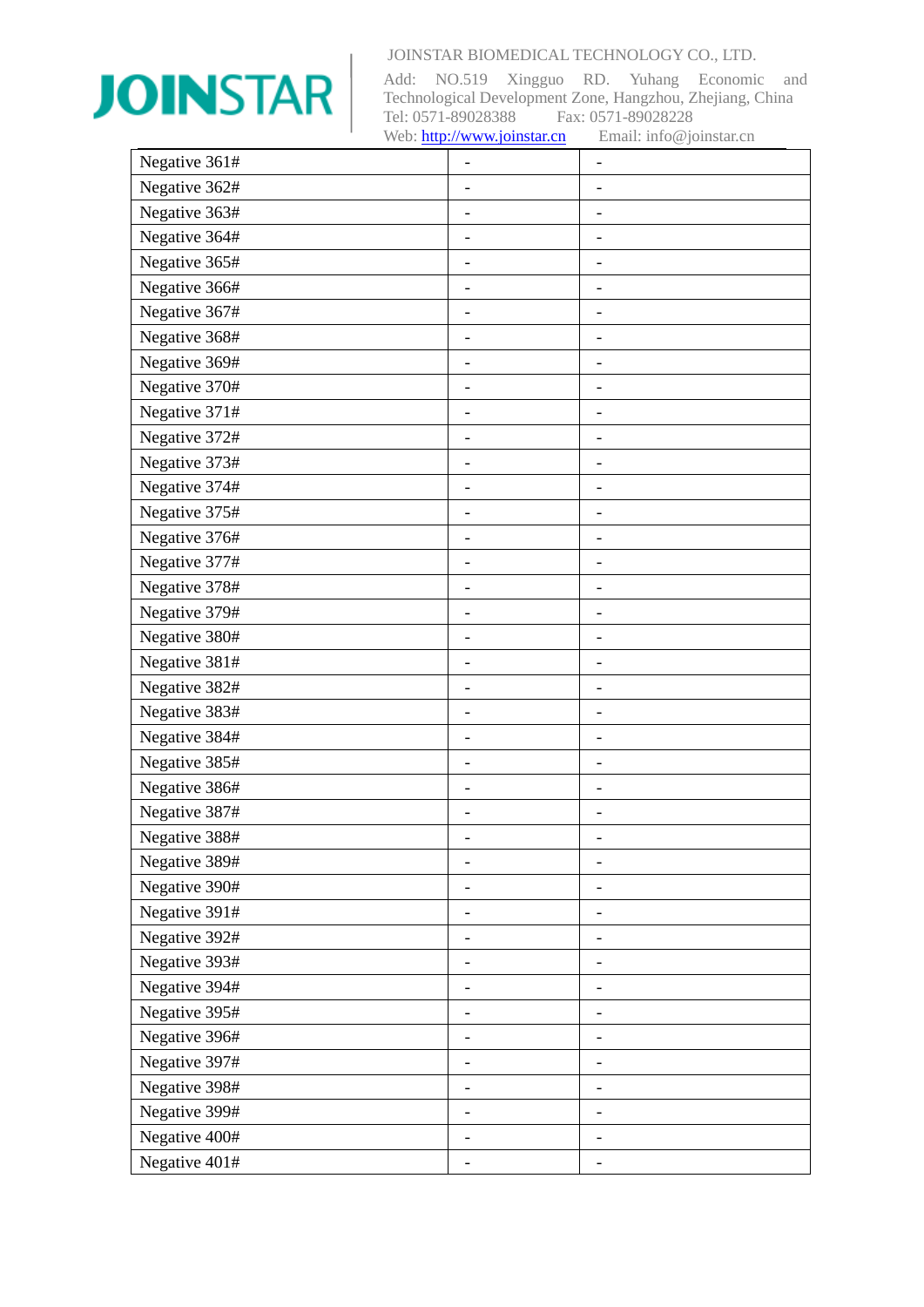| Negative 361# | - | - |
|---|---|---|
| Negative 362# | - | - |
| Negative 363# | - | - |
| Negative 364# | - | - |
| Negative 365# | - | - |
| Negative 366# | - | - |
| Negative 367# | - | - |
| Negative 368# | - | - |
| Negative 369# | - | - |
| Negative 370# | - | - |
| Negative 371# | - | - |
| Negative 372# | - | - |
| Negative 373# | - | - |
| Negative 374# | - | - |
| Negative 375# | - | - |
| Negative 376# | - | - |
| Negative 377# | - | - |
| Negative 378# | - | - |
| Negative 379# | - | - |
| Negative 380# | - | - |
| Negative 381# | - | - |
| Negative 382# | - | - |
| Negative 383# | - | - |
| Negative 384# | - | - |
| Negative 385# | - | - |
| Negative 386# | - | - |
| Negative 387# | - | - |
| Negative 388# | - | - |
| Negative 389# | - | - |
| Negative 390# | - | - |
| Negative 391# | - | - |
| Negative 392# | - | - |
| Negative 393# | - | - |
| Negative 394# | - | - |
| Negative 395# | - | - |
| Negative 396# | - | - |
| Negative 397# | - | - |
| Negative 398# | - | - |
| Negative 399# | - | - |
| Negative 400# | - | - |
| Negative 401# | - | - |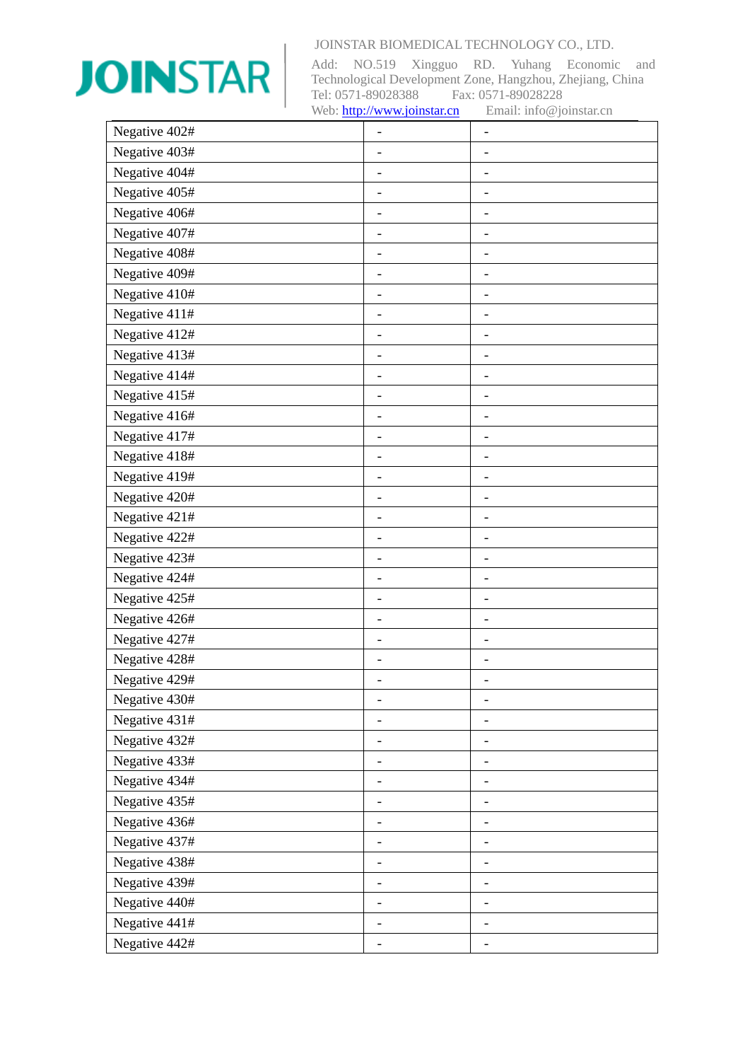| Negative 402# | - | - |
|---|---|---|
| Negative 403# | - | - |
| Negative 404# | - | - |
| Negative 405# | - | - |
| Negative 406# | - | - |
| Negative 407# | - | - |
| Negative 408# | - | - |
| Negative 409# | - | - |
| Negative 410# | - | - |
| Negative 411# | - | - |
| Negative 412# | - | - |
| Negative 413# | - | - |
| Negative 414# | - | - |
| Negative 415# | - | - |
| Negative 416# | - | - |
| Negative 417# | - | - |
| Negative 418# | - | - |
| Negative 419# | - | - |
| Negative 420# | - | - |
| Negative 421# | - | - |
| Negative 422# | - | - |
| Negative 423# | - | - |
| Negative 424# | - | - |
| Negative 425# | - | - |
| Negative 426# | - | - |
| Negative 427# | - | - |
| Negative 428# | - | - |
| Negative 429# | - | - |
| Negative 430# | - | - |
| Negative 431# | - | - |
| Negative 432# | - | - |
| Negative 433# | - | - |
| Negative 434# | - | - |
| Negative 435# | - | - |
| Negative 436# | - | - |
| Negative 437# | - | - |
| Negative 438# | - | - |
| Negative 439# | - | - |
| Negative 440# | - | - |
| Negative 441# | - | - |
| Negative 442# | - | - |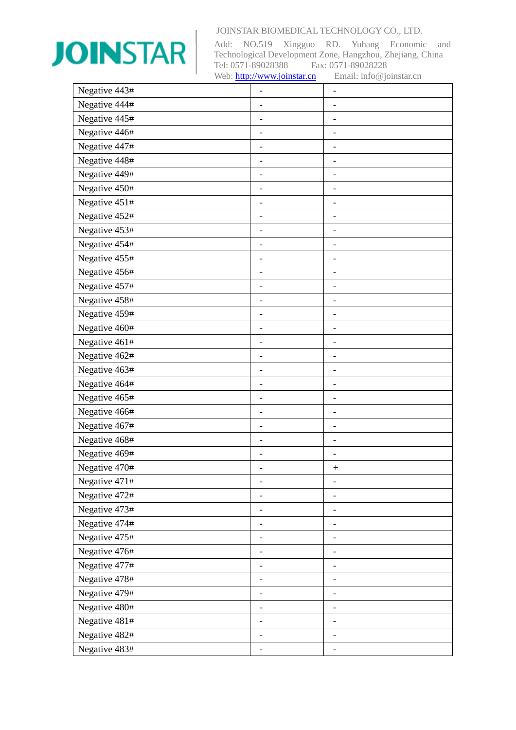| Negative 443# | - | - |
|---|---|---|
| Negative 444# | - | - |
| Negative 445# | - | - |
| Negative 446# | - | - |
| Negative 447# | - | - |
| Negative 448# | - | - |
| Negative 449# | - | - |
| Negative 450# | - | - |
| Negative 451# | - | - |
| Negative 452# | - | - |
| Negative 453# | - | - |
| Negative 454# | - | - |
| Negative 455# | - | - |
| Negative 456# | - | - |
| Negative 457# | - | - |
| Negative 458# | - | - |
| Negative 459# | - | - |
| Negative 460# | - | - |
| Negative 461# | - | - |
| Negative 462# | - | - |
| Negative 463# | - | - |
| Negative 464# | - | - |
| Negative 465# | - | - |
| Negative 466# | - | - |
| Negative 467# | - | - |
| Negative 468# | - | - |
| Negative 469# | - | - |
| Negative 470# | - | + |
| Negative 471# | - | - |
| Negative 472# | - | - |
| Negative 473# | - | - |
| Negative 474# | - | - |
| Negative 475# | - | - |
| Negative 476# | - | - |
| Negative 477# | - | - |
| Negative 478# | - | - |
| Negative 479# | - | - |
| Negative 480# | - | - |
| Negative 481# | - | - |
| Negative 482# | - | - |
| Negative 483# | - | - |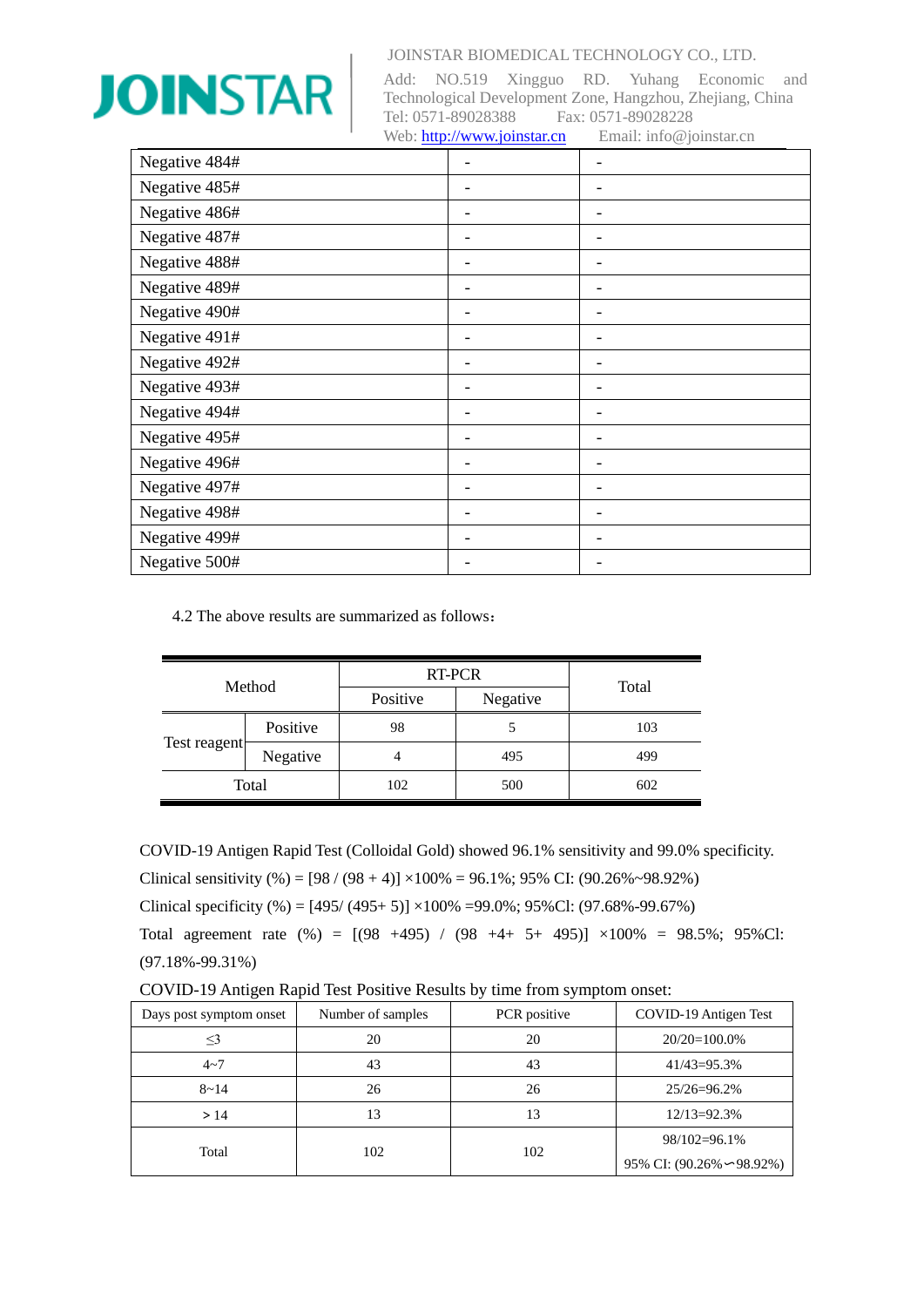| Negative 484# | - | - |
|---|---|---|
| Negative 485# | - | - |
| Negative 486# | - | - |
| Negative 487# | - | - |
| Negative 488# | - | - |
| Negative 489# | - | - |
| Negative 490# | - | - |
| Negative 491# | - | - |
| Negative 492# | - | - |
| Negative 493# | - | - |
| Negative 494# | - | - |
| Negative 495# | - | - |
| Negative 496# | - | - |
| Negative 497# | - | - |
| Negative 498# | - | - |
| Negative 499# | - | - |
| Negative 500# | - | - |

4.2 The above results are summarized as follows：

| Method | | RT-PCR | | Total |
|---|---|---|---|---|
| | | Positive | Negative | |
| Test reagent | Positive | 98 | 5 | 103 |
| | Negative | 4 | 495 | 499 |
| Total | | 102 | 500 | 602 |

COVID-19 Antigen Rapid Test (Colloidal Gold) showed 96.1% sensitivity and 99.0% specificity.

Clinical sensitivity (%) = [98 / (98 + 4)] ×100% = 96.1%; 95% CI: (90.26%~98.92%)

Clinical specificity (%) = [495/ (495+ 5)] ×100% =99.0%; 95%Cl: (97.68%-99.67%)

Total agreement rate (%) = [(98 +495) / (98 +4+ 5+ 495)] ×100% = 98.5%; 95%Cl: (97.18%-99.31%)

COVID-19 Antigen Rapid Test Positive Results by time from symptom onset:

| Days post symptom onset | Number of samples | PCR positive | COVID-19 Antigen Test |
|---|---|---|---|
| ≤3 | 20 | 20 | 20/20=100.0% |
| 4~7 | 43 | 43 | 41/43=95.3% |
| 8~14 | 26 | 26 | 25/26=96.2% |
| ＞14 | 13 | 13 | 12/13=92.3% |
| Total | 102 | 102 | 98/102=96.1% 95% CI: (90.26%~98.92%) |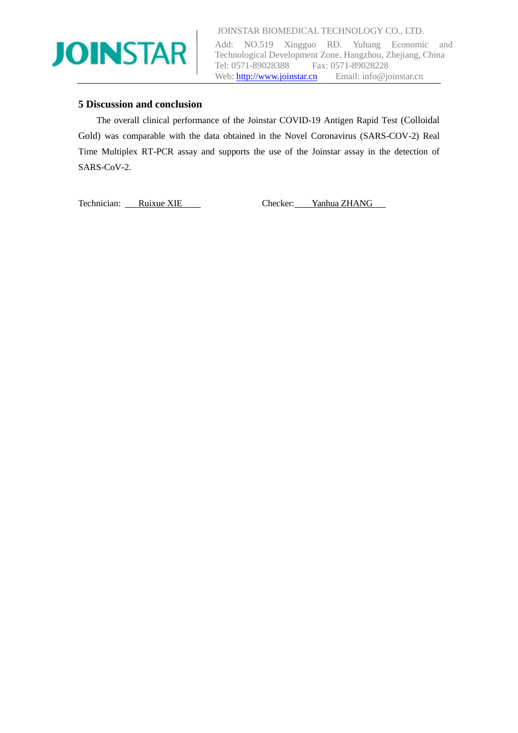## 5 Discussion and conclusion

The overall clinical performance of the Joinstar COVID-19 Antigen Rapid Test (Colloidal Gold) was comparable with the data obtained in the Novel Coronavirus (SARS-COV-2) Real Time Multiplex RT-PCR assay and supports the use of the Joinstar assay in the detection of SARS-CoV-2.

Technician: Ruixue XIE          Checker: Yanhua ZHANG